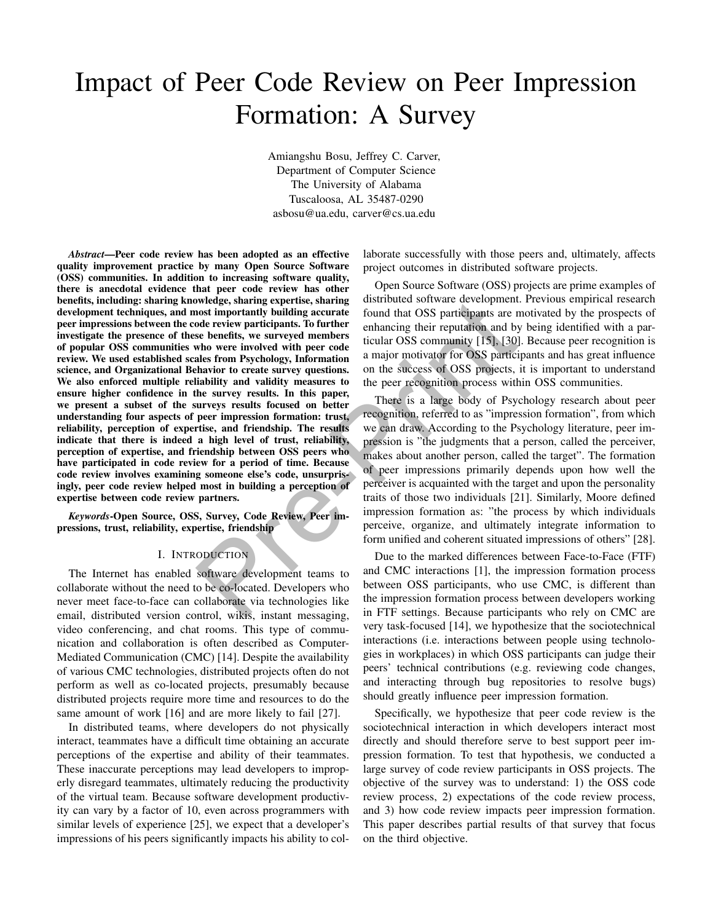# Impact of Peer Code Review on Peer Impression Formation: A Survey

Amiangshu Bosu, Jeffrey C. Carver,
Department of Computer Science
The University of Alabama
Tuscaloosa, AL 35487-0290
asbosu@ua.edu, carver@cs.ua.edu

***Abstract*—Peer code review has been adopted as an effective quality improvement practice by many Open Source Software (OSS) communities. In addition to increasing software quality, there is anecdotal evidence that peer code review has other benefits, including: sharing knowledge, sharing expertise, sharing development techniques, and most importantly building accurate peer impressions between the code review participants. To further investigate the presence of these benefits, we surveyed members of popular OSS communities who were involved with peer code review. We used established scales from Psychology, Information science, and Organizational Behavior to create survey questions. We also enforced multiple reliability and validity measures to ensure higher confidence in the survey results. In this paper, we present a subset of the surveys results focused on better understanding four aspects of peer impression formation: trust, reliability, perception of expertise, and friendship. The results indicate that there is indeed a high level of trust, reliability, perception of expertise, and friendship between OSS peers who have participated in code review for a period of time. Because code review involves examining someone else's code, unsurprisingly, peer code review helped most in building a perception of expertise between code review partners.**

***Keywords*-Open Source, OSS, Survey, Code Review, Peer impressions, trust, reliability, expertise, friendship**

## I. Introduction

The Internet has enabled software development teams to collaborate without the need to be co-located. Developers who never meet face-to-face can collaborate via technologies like email, distributed version control, wikis, instant messaging, video conferencing, and chat rooms. This type of communication and collaboration is often described as Computer-Mediated Communication (CMC) [14]. Despite the availability of various CMC technologies, distributed projects often do not perform as well as co-located projects, presumably because distributed projects require more time and resources to do the same amount of work [16] and are more likely to fail [27].

In distributed teams, where developers do not physically interact, teammates have a difficult time obtaining an accurate perceptions of the expertise and ability of their teammates. These inaccurate perceptions may lead developers to improperly disregard teammates, ultimately reducing the productivity of the virtual team. Because software development productivity can vary by a factor of 10, even across programmers with similar levels of experience [25], we expect that a developer's impressions of his peers significantly impacts his ability to collaborate successfully with those peers and, ultimately, affects project outcomes in distributed software projects.

Open Source Software (OSS) projects are prime examples of distributed software development. Previous empirical research found that OSS participants are motivated by the prospects of enhancing their reputation and by being identified with a particular OSS community [15], [30]. Because peer recognition is a major motivator for OSS participants and has great influence on the success of OSS projects, it is important to understand the peer recognition process within OSS communities.

There is a large body of Psychology research about peer recognition, referred to as "impression formation", from which we can draw. According to the Psychology literature, peer impression is "the judgments that a person, called the perceiver, makes about another person, called the target". The formation of peer impressions primarily depends upon how well the perceiver is acquainted with the target and upon the personality traits of those two individuals [21]. Similarly, Moore defined impression formation as: "the process by which individuals perceive, organize, and ultimately integrate information to form unified and coherent situated impressions of others" [28].

Due to the marked differences between Face-to-Face (FTF) and CMC interactions [1], the impression formation process between OSS participants, who use CMC, is different than the impression formation process between developers working in FTF settings. Because participants who rely on CMC are very task-focused [14], we hypothesize that the sociotechnical interactions (i.e. interactions between people using technologies in workplaces) in which OSS participants can judge their peers' technical contributions (e.g. reviewing code changes, and interacting through bug repositories to resolve bugs) should greatly influence peer impression formation.

Specifically, we hypothesize that peer code review is the sociotechnical interaction in which developers interact most directly and should therefore serve to best support peer impression formation. To test that hypothesis, we conducted a large survey of code review participants in OSS projects. The objective of the survey was to understand: 1) the OSS code review process, 2) expectations of the code review process, and 3) how code review impacts peer impression formation. This paper describes partial results of that survey that focus on the third objective.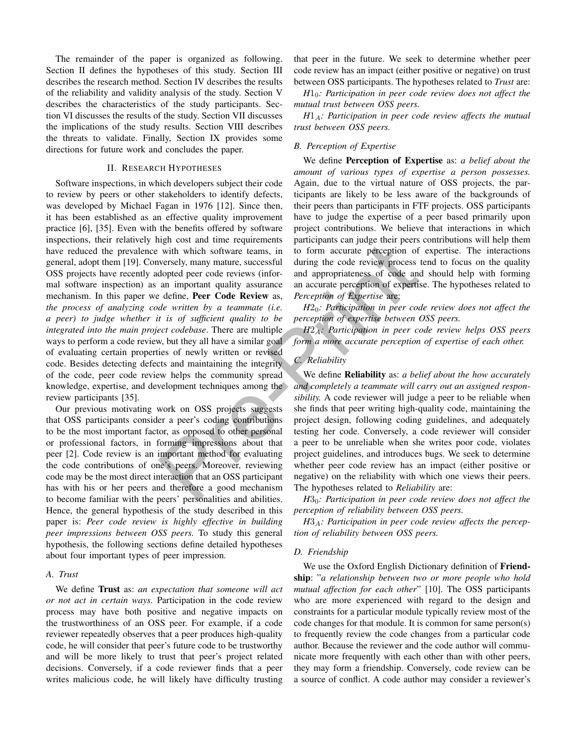The remainder of the paper is organized as following. Section II defines the hypotheses of this study. Section III describes the research method. Section IV describes the results of the reliability and validity analysis of the study. Section V describes the characteristics of the study participants. Section VI discusses the results of the study. Section VII discusses the implications of the study results. Section VIII describes the threats to validate. Finally, Section IX provides some directions for future work and concludes the paper.

## II. Research Hypotheses

Software inspections, in which developers subject their code to review by peers or other stakeholders to identify defects, was developed by Michael Fagan in 1976 [12]. Since then, it has been established as an effective quality improvement practice [6], [35]. Even with the benefits offered by software inspections, their relatively high cost and time requirements have reduced the prevalence with which software teams, in general, adopt them [19]. Conversely, many mature, successful OSS projects have recently adopted peer code reviews (informal software inspection) as an important quality assurance mechanism. In this paper we define, **Peer Code Review** as, *the process of analyzing code written by a teammate (i.e. a peer) to judge whether it is of sufficient quality to be integrated into the main project codebase*. There are multiple ways to perform a code review, but they all have a similar goal of evaluating certain properties of newly written or revised code. Besides detecting defects and maintaining the integrity of the code, peer code review helps the community spread knowledge, expertise, and development techniques among the review participants [35].

Our previous motivating work on OSS projects suggests that OSS participants consider a peer's coding contributions to be the most important factor, as opposed to other personal or professional factors, in forming impressions about that peer [2]. Code review is an important method for evaluating the code contributions of one's peers. Moreover, reviewing code may be the most direct interaction that an OSS participant has with his or her peers and therefore a good mechanism to become familiar with the peers' personalities and abilities. Hence, the general hypothesis of the study described in this paper is: *Peer code review is highly effective in building peer impressions between OSS peers.* To study this general hypothesis, the following sections define detailed hypotheses about four important types of peer impression.

### A. Trust

We define **Trust** as: *an expectation that someone will act or not act in certain ways.* Participation in the code review process may have both positive and negative impacts on the trustworthiness of an OSS peer. For example, if a code reviewer repeatedly observes that a peer produces high-quality code, he will consider that peer's future code to be trustworthy and will be more likely to trust that peer's project related decisions. Conversely, if a code reviewer finds that a peer writes malicious code, he will likely have difficulty trusting that peer in the future. We seek to determine whether peer code review has an impact (either positive or negative) on trust between OSS participants. The hypotheses related to *Trust* are:

*$H1_0$: Participation in peer code review does not affect the mutual trust between OSS peers.*

*$H1_A$: Participation in peer code review affects the mutual trust between OSS peers.*

### B. Perception of Expertise

We define **Perception of Expertise** as: *a belief about the amount of various types of expertise a person possesses.* Again, due to the virtual nature of OSS projects, the participants are likely to be less aware of the backgrounds of their peers than participants in FTF projects. OSS participants have to judge the expertise of a peer based primarily upon project contributions. We believe that interactions in which participants can judge their peers contributions will help them to form accurate perception of expertise. The interactions during the code review process tend to focus on the quality and appropriateness of code and should help with forming an accurate perception of expertise. The hypotheses related to *Perception of Expertise* are:

*$H2_0$: Participation in peer code review does not affect the perception of expertise between OSS peers.*

*$H2_A$: Participation in peer code review helps OSS peers form a more accurate perception of expertise of each other.*

### C. Reliability

We define **Reliability** as: *a belief about the how accurately and completely a teammate will carry out an assigned responsibility.* A code reviewer will judge a peer to be reliable when she finds that peer writing high-quality code, maintaining the project design, following coding guidelines, and adequately testing her code. Conversely, a code reviewer will consider a peer to be unreliable when she writes poor code, violates project guidelines, and introduces bugs. We seek to determine whether peer code review has an impact (either positive or negative) on the reliability with which one views their peers. The hypotheses related to *Reliability* are:

*$H3_0$: Participation in peer code review does not affect the perception of reliability between OSS peers.*

*$H3_A$: Participation in peer code review affects the perception of reliability between OSS peers.*

### D. Friendship

We use the Oxford English Dictionary definition of **Friendship**: "*a relationship between two or more people who hold mutual affection for each other*" [10]. The OSS participants who are more experienced with regard to the design and constraints for a particular module typically review most of the code changes for that module. It is common for same person(s) to frequently review the code changes from a particular code author. Because the reviewer and the code author will communicate more frequently with each other than with other peers, they may form a friendship. Conversely, code review can be a source of conflict. A code author may consider a reviewer's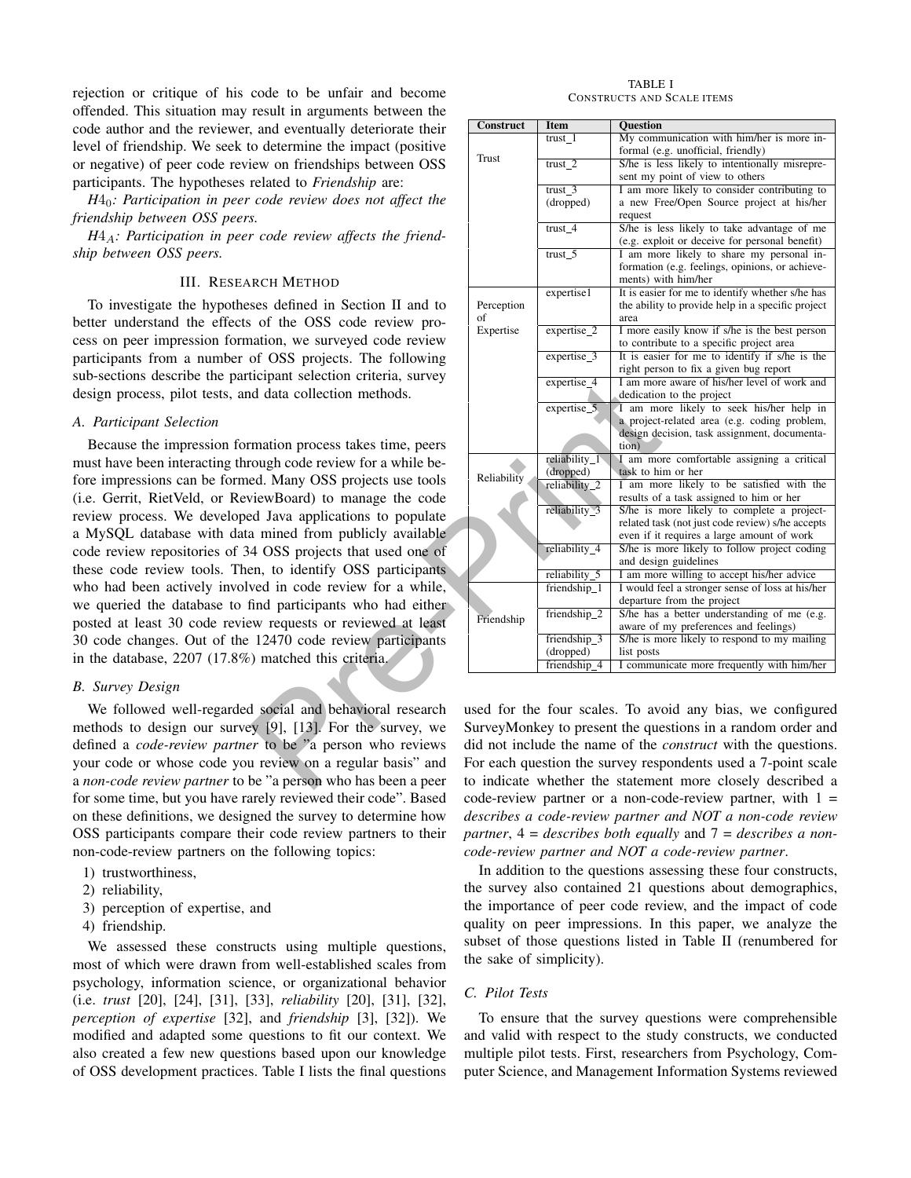rejection or critique of his code to be unfair and become offended. This situation may result in arguments between the code author and the reviewer, and eventually deteriorate their level of friendship. We seek to determine the impact (positive or negative) of peer code review on friendships between OSS participants. The hypotheses related to *Friendship* are:

*$H4_0$: Participation in peer code review does not affect the friendship between OSS peers.*

*$H4_A$: Participation in peer code review affects the friendship between OSS peers.*

## III. Research Method

To investigate the hypotheses defined in Section II and to better understand the effects of the OSS code review process on peer impression formation, we surveyed code review participants from a number of OSS projects. The following sub-sections describe the participant selection criteria, survey design process, pilot tests, and data collection methods.

### A. Participant Selection

Because the impression formation process takes time, peers must have been interacting through code review for a while before impressions can be formed. Many OSS projects use tools (i.e. Gerrit, RietVeld, or ReviewBoard) to manage the code review process. We developed Java applications to populate a MySQL database with data mined from publicly available code review repositories of 34 OSS projects that used one of these code review tools. Then, to identify OSS participants who had been actively involved in code review for a while, we queried the database to find participants who had either posted at least 30 code review requests or reviewed at least 30 code changes. Out of the 12470 code review participants in the database, 2207 (17.8%) matched this criteria.

### B. Survey Design

We followed well-regarded social and behavioral research methods to design our survey [9], [13]. For the survey, we defined a *code-review partner* to be "a person who reviews your code or whose code you review on a regular basis" and a *non-code review partner* to be "a person who has been a peer for some time, but you have rarely reviewed their code". Based on these definitions, we designed the survey to determine how OSS participants compare their code review partners to their non-code-review partners on the following topics:

1) trustworthiness,
2) reliability,
3) perception of expertise, and
4) friendship.

We assessed these constructs using multiple questions, most of which were drawn from well-established scales from psychology, information science, or organizational behavior (i.e. *trust* [20], [24], [31], [33], *reliability* [20], [31], [32], *perception of expertise* [32], and *friendship* [3], [32]). We modified and adapted some questions to fit our context. We also created a few new questions based upon our knowledge of OSS development practices. Table I lists the final questions used for the four scales. To avoid any bias, we configured SurveyMonkey to present the questions in a random order and did not include the name of the *construct* with the questions. For each question the survey respondents used a 7-point scale to indicate whether the statement more closely described a code-review partner or a non-code-review partner, with 1 = *describes a code-review partner and NOT a non-code review partner*, 4 = *describes both equally* and 7 = *describes a non-code-review partner and NOT a code-review partner*.

TABLE I
Constructs and Scale items

| Construct | Item | Question |
|---|---|---|
| Trust | trust_1 | My communication with him/her is more informal (e.g. unofficial, friendly) |
| | trust_2 | S/he is less likely to intentionally misrepresent my point of view to others |
| | trust_3 (dropped) | I am more likely to consider contributing to a new Free/Open Source project at his/her request |
| | trust_4 | S/he is less likely to take advantage of me (e.g. exploit or deceive for personal benefit) |
| | trust_5 | I am more likely to share my personal information (e.g. feelings, opinions, or achievements) with him/her |
| Perception of Expertise | expertise1 | It is easier for me to identify whether s/he has the ability to provide help in a specific project area |
| | expertise_2 | I more easily know if s/he is the best person to contribute to a specific project area |
| | expertise_3 | It is easier for me to identify if s/he is the right person to fix a given bug report |
| | expertise_4 | I am more aware of his/her level of work and dedication to the project |
| | expertise_5 | I am more likely to seek his/her help in a project-related area (e.g. coding problem, design decision, task assignment, documentation) |
| Reliability | reliability_1 (dropped) | I am more comfortable assigning a critical task to him or her |
| | reliability_2 | I am more likely to be satisfied with the results of a task assigned to him or her |
| | reliability_3 | S/he is more likely to complete a project-related task (not just code review) s/he accepts even if it requires a large amount of work |
| | reliability_4 | S/he is more likely to follow project coding and design guidelines |
| | reliability_5 | I am more willing to accept his/her advice |
| Friendship | friendship_1 | I would feel a stronger sense of loss at his/her departure from the project |
| | friendship_2 | S/he has a better understanding of me (e.g. aware of my preferences and feelings) |
| | friendship_3 (dropped) | S/he is more likely to respond to my mailing list posts |
| | friendship_4 | I communicate more frequently with him/her |

In addition to the questions assessing these four constructs, the survey also contained 21 questions about demographics, the importance of peer code review, and the impact of code quality on peer impressions. In this paper, we analyze the subset of those questions listed in Table II (renumbered for the sake of simplicity).

### C. Pilot Tests

To ensure that the survey questions were comprehensible and valid with respect to the study constructs, we conducted multiple pilot tests. First, researchers from Psychology, Computer Science, and Management Information Systems reviewed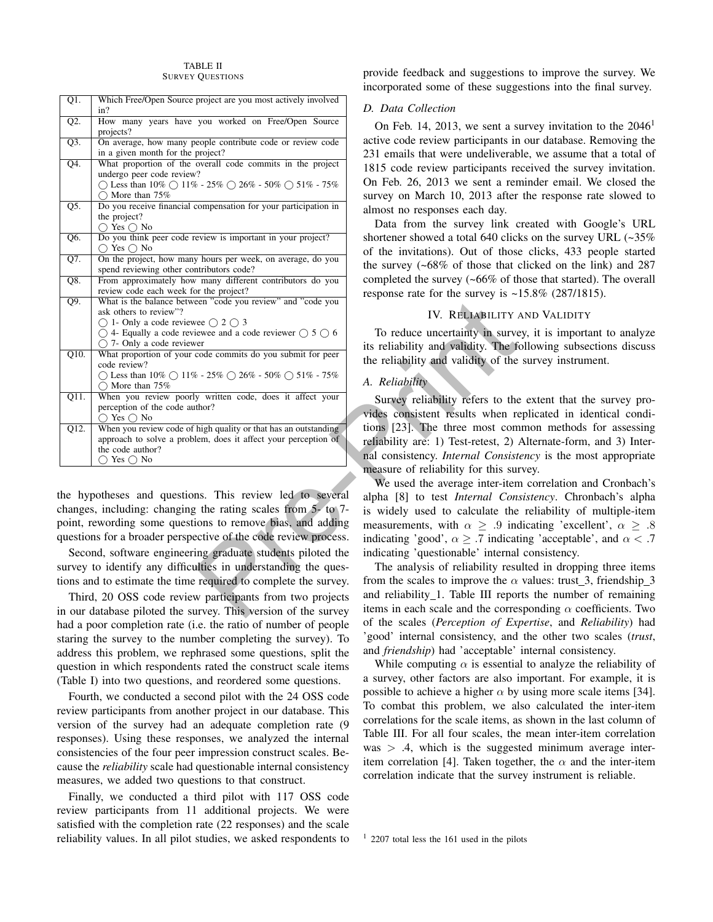TABLE II
SURVEY QUESTIONS

| | |
|---|---|
| Q1. | Which Free/Open Source project are you most actively involved in? |
| Q2. | How many years have you worked on Free/Open Source projects? |
| Q3. | On average, how many people contribute code or review code in a given month for the project? |
| Q4. | What proportion of the overall code commits in the project undergo peer code review? ◯ Less than 10% ◯ 11% - 25% ◯ 26% - 50% ◯ 51% - 75% ◯ More than 75% |
| Q5. | Do you receive financial compensation for your participation in the project? ◯ Yes ◯ No |
| Q6. | Do you think peer code review is important in your project? ◯ Yes ◯ No |
| Q7. | On the project, how many hours per week, on average, do you spend reviewing other contributors code? |
| Q8. | From approximately how many different contributors do you review code each week for the project? |
| Q9. | What is the balance between "code you review" and "code you ask others to review"? ◯ 1- Only a code reviewee ◯ 2 ◯ 3 ◯ 4- Equally a code reviewee and a code reviewer ◯ 5 ◯ 6 ◯ 7- Only a code reviewer |
| Q10. | What proportion of your code commits do you submit for peer code review? ◯ Less than 10% ◯ 11% - 25% ◯ 26% - 50% ◯ 51% - 75% ◯ More than 75% |
| Q11. | When you review poorly written code, does it affect your perception of the code author? ◯ Yes ◯ No |
| Q12. | When you review code of high quality or that has an outstanding approach to solve a problem, does it affect your perception of the code author? ◯ Yes ◯ No |

the hypotheses and questions. This review led to several changes, including: changing the rating scales from 5- to 7-point, rewording some questions to remove bias, and adding questions for a broader perspective of the code review process.

Second, software engineering graduate students piloted the survey to identify any difficulties in understanding the questions and to estimate the time required to complete the survey.

Third, 20 OSS code review participants from two projects in our database piloted the survey. This version of the survey had a poor completion rate (i.e. the ratio of number of people staring the survey to the number completing the survey). To address this problem, we rephrased some questions, split the question in which respondents rated the construct scale items (Table I) into two questions, and reordered some questions.

Fourth, we conducted a second pilot with the 24 OSS code review participants from another project in our database. This version of the survey had an adequate completion rate (9 responses). Using these responses, we analyzed the internal consistencies of the four peer impression construct scales. Because the *reliability* scale had questionable internal consistency measures, we added two questions to that construct.

Finally, we conducted a third pilot with 117 OSS code review participants from 11 additional projects. We were satisfied with the completion rate (22 responses) and the scale reliability values. In all pilot studies, we asked respondents to provide feedback and suggestions to improve the survey. We incorporated some of these suggestions into the final survey.

### D. Data Collection

On Feb. 14, 2013, we sent a survey invitation to the 2046[1] active code review participants in our database. Removing the 231 emails that were undeliverable, we assume that a total of 1815 code review participants received the survey invitation. On Feb. 26, 2013 we sent a reminder email. We closed the survey on March 10, 2013 after the response rate slowed to almost no responses each day.

Data from the survey link created with Google's URL shortener showed a total 640 clicks on the survey URL (~35% of the invitations). Out of those clicks, 433 people started the survey (~68% of those that clicked on the link) and 287 completed the survey (~66% of those that started). The overall response rate for the survey is ~15.8% (287/1815).

## IV. Reliability and Validity

To reduce uncertainty in survey, it is important to analyze its reliability and validity. The following subsections discuss the reliability and validity of the survey instrument.

### A. Reliability

Survey reliability refers to the extent that the survey provides consistent results when replicated in identical conditions [23]. The three most common methods for assessing reliability are: 1) Test-retest, 2) Alternate-form, and 3) Internal consistency. *Internal Consistency* is the most appropriate measure of reliability for this survey.

We used the average inter-item correlation and Cronbach's alpha [8] to test *Internal Consistency*. Chronbach's alpha is widely used to calculate the reliability of multiple-item measurements, with $\alpha \geq .9$ indicating 'excellent', $\alpha \geq .8$ indicating 'good', $\alpha \geq .7$ indicating 'acceptable', and $\alpha < .7$ indicating 'questionable' internal consistency.

The analysis of reliability resulted in dropping three items from the scales to improve the $\alpha$ values: trust_3, friendship_3 and reliability_1. Table III reports the number of remaining items in each scale and the corresponding $\alpha$ coefficients. Two of the scales (*Perception of Expertise*, and *Reliability*) had 'good' internal consistency, and the other two scales (*trust*, and *friendship*) had 'acceptable' internal consistency.

While computing $\alpha$ is essential to analyze the reliability of a survey, other factors are also important. For example, it is possible to achieve a higher $\alpha$ by using more scale items [34]. To combat this problem, we also calculated the inter-item correlations for the scale items, as shown in the last column of Table III. For all four scales, the mean inter-item correlation was $> .4$, which is the suggested minimum average inter-item correlation [4]. Taken together, the $\alpha$ and the inter-item correlation indicate that the survey instrument is reliable.

[1] 2207 total less the 161 used in the pilots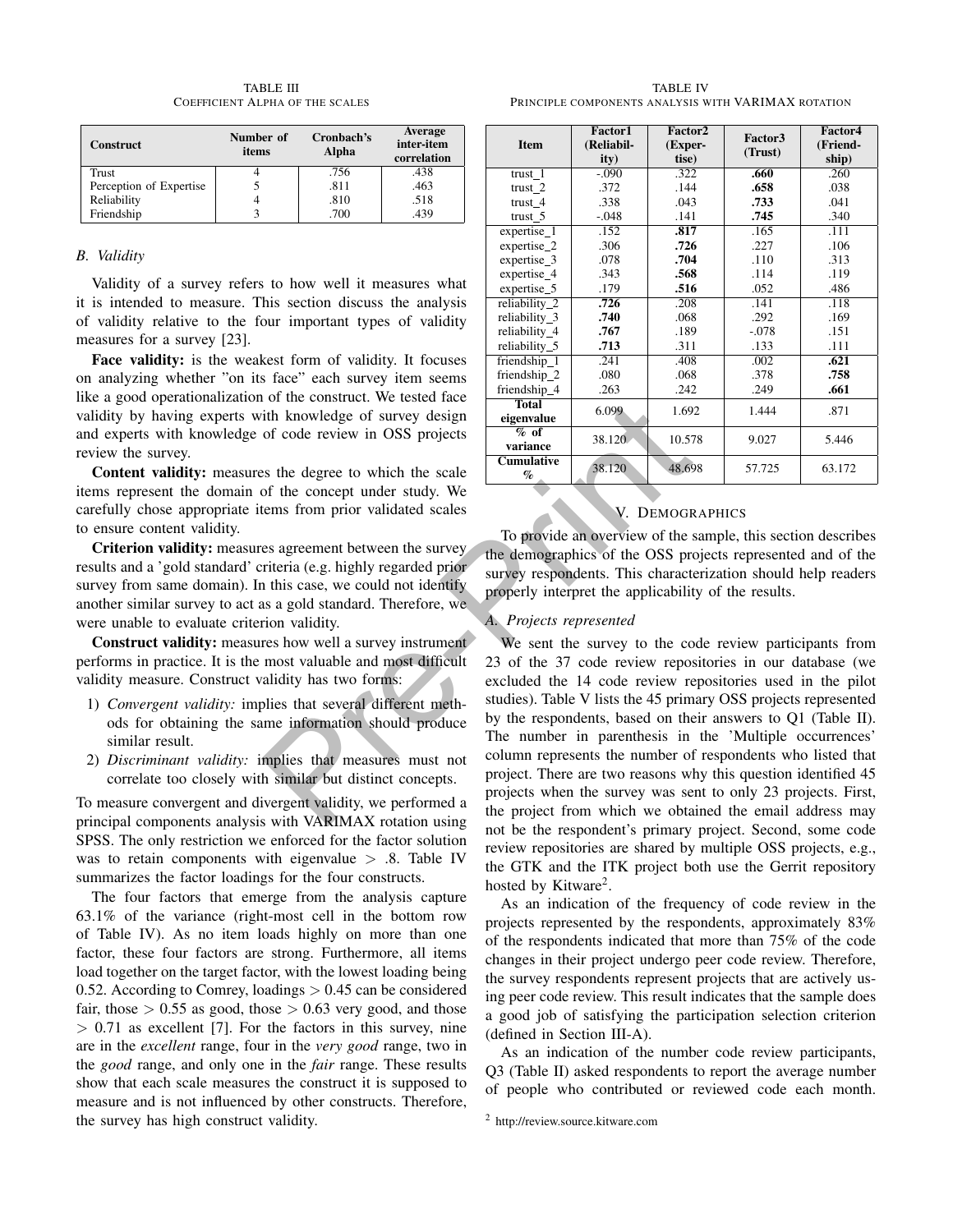TABLE III
COEFFICIENT ALPHA OF THE SCALES

| Construct | Number of items | Cronbach's Alpha | Average inter-item correlation |
|---|---|---|---|
| Trust | 4 | .756 | .438 |
| Perception of Expertise | 5 | .811 | .463 |
| Reliability | 4 | .810 | .518 |
| Friendship | 3 | .700 | .439 |

### B. Validity

Validity of a survey refers to how well it measures what it is intended to measure. This section discuss the analysis of validity relative to the four important types of validity measures for a survey [23].

**Face validity:** is the weakest form of validity. It focuses on analyzing whether "on its face" each survey item seems like a good operationalization of the construct. We tested face validity by having experts with knowledge of survey design and experts with knowledge of code review in OSS projects review the survey.

**Content validity:** measures the degree to which the scale items represent the domain of the concept under study. We carefully chose appropriate items from prior validated scales to ensure content validity.

**Criterion validity:** measures agreement between the survey results and a 'gold standard' criteria (e.g. highly regarded prior survey from same domain). In this case, we could not identify another similar survey to act as a gold standard. Therefore, we were unable to evaluate criterion validity.

**Construct validity:** measures how well a survey instrument performs in practice. It is the most valuable and most difficult validity measure. Construct validity has two forms:

1) *Convergent validity:* implies that several different methods for obtaining the same information should produce similar result.
2) *Discriminant validity:* implies that measures must not correlate too closely with similar but distinct concepts.

To measure convergent and divergent validity, we performed a principal components analysis with VARIMAX rotation using SPSS. The only restriction we enforced for the factor solution was to retain components with eigenvalue $>$ .8. Table IV summarizes the factor loadings for the four constructs.

The four factors that emerge from the analysis capture 63.1% of the variance (right-most cell in the bottom row of Table IV). As no item loads highly on more than one factor, these four factors are strong. Furthermore, all items load together on the target factor, with the lowest loading being 0.52. According to Comrey, loadings $>$ 0.45 can be considered fair, those $>$ 0.55 as good, those $>$ 0.63 very good, and those $>$ 0.71 as excellent [7]. For the factors in this survey, nine are in the *excellent* range, four in the *very good* range, two in the *good* range, and only one in the *fair* range. These results show that each scale measures the construct it is supposed to measure and is not influenced by other constructs. Therefore, the survey has high construct validity.

TABLE IV
PRINCIPLE COMPONENTS ANALYSIS WITH VARIMAX ROTATION

| Item | Factor1 (Reliability) | Factor2 (Expertise) | Factor3 (Trust) | Factor4 (Friendship) |
|---|---|---|---|---|
| trust_1 | -.090 | .322 | **.660** | .260 |
| trust_2 | .372 | .144 | **.658** | .038 |
| trust_4 | .338 | .043 | **.733** | .041 |
| trust_5 | -.048 | .141 | **.745** | .340 |
| expertise_1 | .152 | **.817** | .165 | .111 |
| expertise_2 | .306 | **.726** | .227 | .106 |
| expertise_3 | .078 | **.704** | .110 | .313 |
| expertise_4 | .343 | **.568** | .114 | .119 |
| expertise_5 | .179 | **.516** | .052 | .486 |
| reliability_2 | **.726** | .208 | .141 | .118 |
| reliability_3 | **.740** | .068 | .292 | .169 |
| reliability_4 | **.767** | .189 | -.078 | .151 |
| reliability_5 | **.713** | .311 | .133 | .111 |
| friendship_1 | .241 | .408 | .002 | **.621** |
| friendship_2 | .080 | .068 | .378 | **.758** |
| friendship_4 | .263 | .242 | .249 | **.661** |
| **Total eigenvalue** | 6.099 | 1.692 | 1.444 | .871 |
| **% of variance** | 38.120 | 10.578 | 9.027 | 5.446 |
| **Cumulative %** | 38.120 | 48.698 | 57.725 | 63.172 |

## V. DEMOGRAPHICS

To provide an overview of the sample, this section describes the demographics of the OSS projects represented and of the survey respondents. This characterization should help readers properly interpret the applicability of the results.

### A. Projects represented

We sent the survey to the code review participants from 23 of the 37 code review repositories in our database (we excluded the 14 code review repositories used in the pilot studies). Table V lists the 45 primary OSS projects represented by the respondents, based on their answers to Q1 (Table II). The number in parenthesis in the 'Multiple occurrences' column represents the number of respondents who listed that project. There are two reasons why this question identified 45 projects when the survey was sent to only 23 projects. First, the project from which we obtained the email address may not be the respondent's primary project. Second, some code review repositories are shared by multiple OSS projects, e.g., the GTK and the ITK project both use the Gerrit repository hosted by Kitware[2].

As an indication of the frequency of code review in the projects represented by the respondents, approximately 83% of the respondents indicated that more than 75% of the code changes in their project undergo peer code review. Therefore, the survey respondents represent projects that are actively using peer code review. This result indicates that the sample does a good job of satisfying the participation selection criterion (defined in Section III-A).

As an indication of the number code review participants, Q3 (Table II) asked respondents to report the average number of people who contributed or reviewed code each month.

[2] http://review.source.kitware.com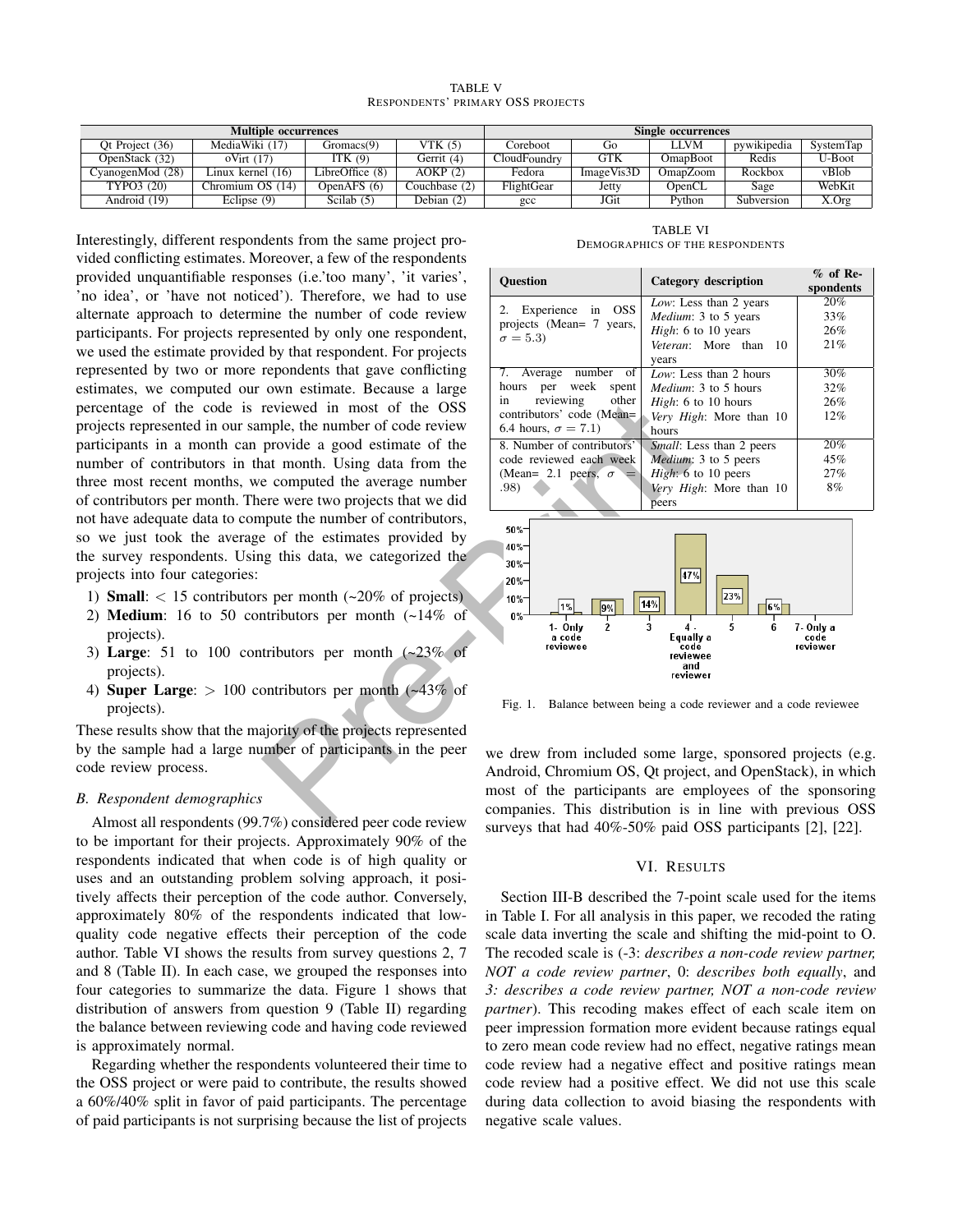TABLE V
RESPONDENTS' PRIMARY OSS PROJECTS

| Multiple occurrences | | | | Single occurrences | | | | |
|---|---|---|---|---|---|---|---|---|
| Qt Project (36) | MediaWiki (17) | Gromacs(9) | VTK (5) | Coreboot | Go | LLVM | pywikipedia | SystemTap |
| OpenStack (32) | oVirt (17) | ITK (9) | Gerrit (4) | CloudFoundry | GTK | OmapBoot | Redis | U-Boot |
| CyanogenMod (28) | Linux kernel (16) | LibreOffice (8) | AOKP (2) | Fedora | ImageVis3D | OmapZoom | Rockbox | vBlob |
| TYPO3 (20) | Chromium OS (14) | OpenAFS (6) | Couchbase (2) | FlightGear | Jetty | OpenCL | Sage | WebKit |
| Android (19) | Eclipse (9) | Scilab (5) | Debian (2) | gcc | JGit | Python | Subversion | X.Org |

Interestingly, different respondents from the same project provided conflicting estimates. Moreover, a few of the respondents provided unquantifiable responses (i.e.'too many', 'it varies', 'no idea', or 'have not noticed'). Therefore, we had to use alternate approach to determine the number of code review participants. For projects represented by only one respondent, we used the estimate provided by that respondent. For projects represented by two or more repondents that gave conflicting estimates, we computed our own estimate. Because a large percentage of the code is reviewed in most of the OSS projects represented in our sample, the number of code review participants in a month can provide a good estimate of the number of contributors in that month. Using data from the three most recent months, we computed the average number of contributors per month. There were two projects that we did not have adequate data to compute the number of contributors, so we just took the average of the estimates provided by the survey respondents. Using this data, we categorized the projects into four categories:

1) **Small**: < 15 contributors per month (~20% of projects)
2) **Medium**: 16 to 50 contributors per month (~14% of projects).
3) **Large**: 51 to 100 contributors per month (~23% of projects).
4) **Super Large**: > 100 contributors per month (~43% of projects).

These results show that the majority of the projects represented by the sample had a large number of participants in the peer code review process.

### B. Respondent demographics

Almost all respondents (99.7%) considered peer code review to be important for their projects. Approximately 90% of the respondents indicated that when code is of high quality or uses and an outstanding problem solving approach, it positively affects their perception of the code author. Conversely, approximately 80% of the respondents indicated that low-quality code negative effects their perception of the code author. Table VI shows the results from survey questions 2, 7 and 8 (Table II). In each case, we grouped the responses into four categories to summarize the data. Figure 1 shows that distribution of answers from question 9 (Table II) regarding the balance between reviewing code and having code reviewed is approximately normal.

Regarding whether the respondents volunteered their time to the OSS project or were paid to contribute, the results showed a 60%/40% split in favor of paid participants. The percentage of paid participants is not surprising because the list of projects we drew from included some large, sponsored projects (e.g. Android, Chromium OS, Qt project, and OpenStack), in which most of the participants are employees of the sponsoring companies. This distribution is in line with previous OSS surveys that had 40%-50% paid OSS participants [2], [22].

TABLE VI
DEMOGRAPHICS OF THE RESPONDENTS

| Question | Category description | % of Respondents |
|---|---|---|
| 2. Experience in OSS projects (Mean= 7 years, $\sigma = 5.3$) | *Low*: Less than 2 years | 20% |
| | *Medium*: 3 to 5 years | 33% |
| | *High*: 6 to 10 years | 26% |
| | *Veteran*: More than 10 years | 21% |
| 7. Average number of hours per week spent in reviewing other contributors' code (Mean= 6.4 hours, $\sigma = 7.1$) | *Low*: Less than 2 hours | 30% |
| | *Medium*: 3 to 5 hours | 32% |
| | *High*: 6 to 10 hours | 26% |
| | *Very High*: More than 10 hours | 12% |
| 8. Number of contributors' code reviewed each week (Mean= 2.1 peers, $\sigma$ = .98) | *Small*: Less than 2 peers | 20% |
| | *Medium*: 3 to 5 peers | 45% |
| | *High*: 6 to 10 peers | 27% |
| | *Very High*: More than 10 peers | 8% |

| 1- Only a code reviewee | 2 | 3 | 4 - Equally a code reviewee and reviewer | 5 | 6 | 7- Only a code reviewer |
|---|---|---|---|---|---|---|
| 1% | 9% | 14% | 47% | 23% | 6% | |

Fig. 1. Balance between being a code reviewer and a code reviewee

## VI. RESULTS

Section III-B described the 7-point scale used for the items in Table I. For all analysis in this paper, we recoded the rating scale data inverting the scale and shifting the mid-point to O. The recoded scale is (-3: *describes a non-code review partner, NOT a code review partner*, 0: *describes both equally*, and 3: *describes a code review partner, NOT a non-code review partner*). This recoding makes effect of each scale item on peer impression formation more evident because ratings equal to zero mean code review had no effect, negative ratings mean code review had a negative effect and positive ratings mean code review had a positive effect. We did not use this scale during data collection to avoid biasing the respondents with negative scale values.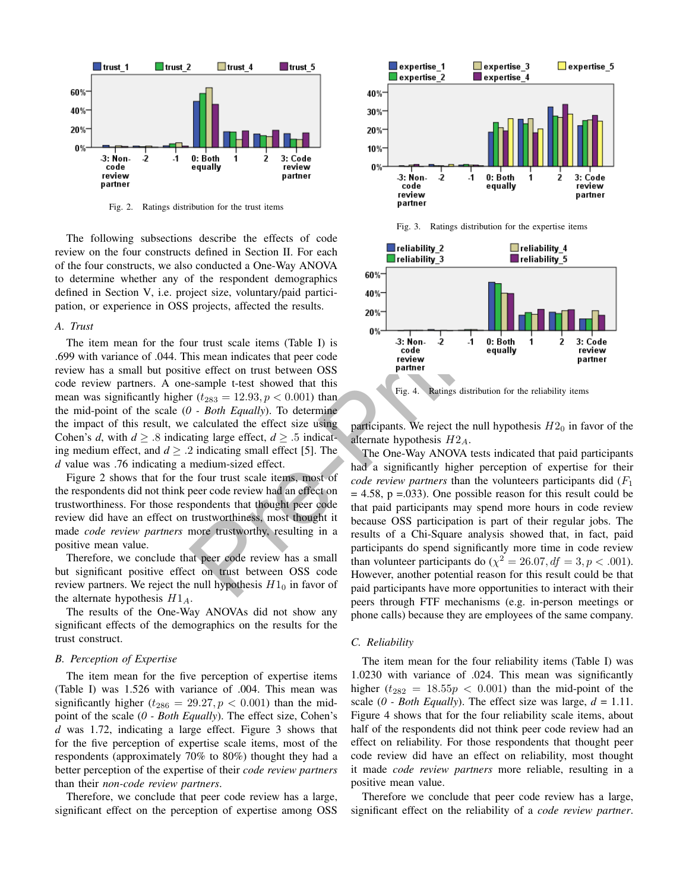Fig. 2. Ratings distribution for the trust items

The following subsections describe the effects of code review on the four constructs defined in Section II. For each of the four constructs, we also conducted a One-Way ANOVA to determine whether any of the respondent demographics defined in Section V, i.e. project size, voluntary/paid participation, or experience in OSS projects, affected the results.

### A. Trust

The item mean for the four trust scale items (Table I) is .699 with variance of .044. This mean indicates that peer code review has a small but positive effect on trust between OSS code review partners. A one-sample t-test showed that this mean was significantly higher ($t_{283} = 12.93, p < 0.001$) than the mid-point of the scale (*0 - Both Equally*). To determine the impact of this result, we calculated the effect size using Cohen's *d*, with $d \geq .8$ indicating large effect, $d \geq .5$ indicating medium effect, and $d \geq .2$ indicating small effect [5]. The *d* value was .76 indicating a medium-sized effect.

Figure 2 shows that for the four trust scale items, most of the respondents did not think peer code review had an effect on trustworthiness. For those respondents that thought peer code review did have an effect on trustworthiness, most thought it made *code review partners* more trustworthy, resulting in a positive mean value.

Therefore, we conclude that peer code review has a small but significant positive effect on trust between OSS code review partners. We reject the null hypothesis $H1_0$ in favor of the alternate hypothesis $H1_A$.

The results of the One-Way ANOVAs did not show any significant effects of the demographics on the results for the trust construct.

### B. Perception of Expertise

The item mean for the five perception of expertise items (Table I) was 1.526 with variance of .004. This mean was significantly higher ($t_{286} = 29.27, p < 0.001$) than the mid-point of the scale (*0 - Both Equally*). The effect size, Cohen's *d* was 1.72, indicating a large effect. Figure 3 shows that for the five perception of expertise scale items, most of the respondents (approximately 70% to 80%) thought they had a better perception of the expertise of their *code review partners* than their *non-code review partners*.

Therefore, we conclude that peer code review has a large, significant effect on the perception of expertise among OSS participants. We reject the null hypothesis $H2_0$ in favor of the alternate hypothesis $H2_A$.

Fig. 3. Ratings distribution for the expertise items

Fig. 4. Ratings distribution for the reliability items

The One-Way ANOVA tests indicated that paid participants had a significantly higher perception of expertise for their *code review partners* than the volunteers participants did ($F_1$ = 4.58, p =.033). One possible reason for this result could be that paid participants may spend more hours in code review because OSS participation is part of their regular jobs. The results of a Chi-Square analysis showed that, in fact, paid participants do spend significantly more time in code review than volunteer participants do ($\chi^2 = 26.07, df = 3, p < .001$). However, another potential reason for this result could be that paid participants have more opportunities to interact with their peers through FTF mechanisms (e.g. in-person meetings or phone calls) because they are employees of the same company.

### C. Reliability

The item mean for the four reliability items (Table I) was 1.0230 with variance of .024. This mean was significantly higher ($t_{282} = 18.55p < 0.001$) than the mid-point of the scale (*0 - Both Equally*). The effect size was large, *d* = 1.11. Figure 4 shows that for the four reliability scale items, about half of the respondents did not think peer code review had an effect on reliability. For those respondents that thought peer code review did have an effect on reliability, most thought it made *code review partners* more reliable, resulting in a positive mean value.

Therefore we conclude that peer code review has a large, significant effect on the reliability of a *code review partner*.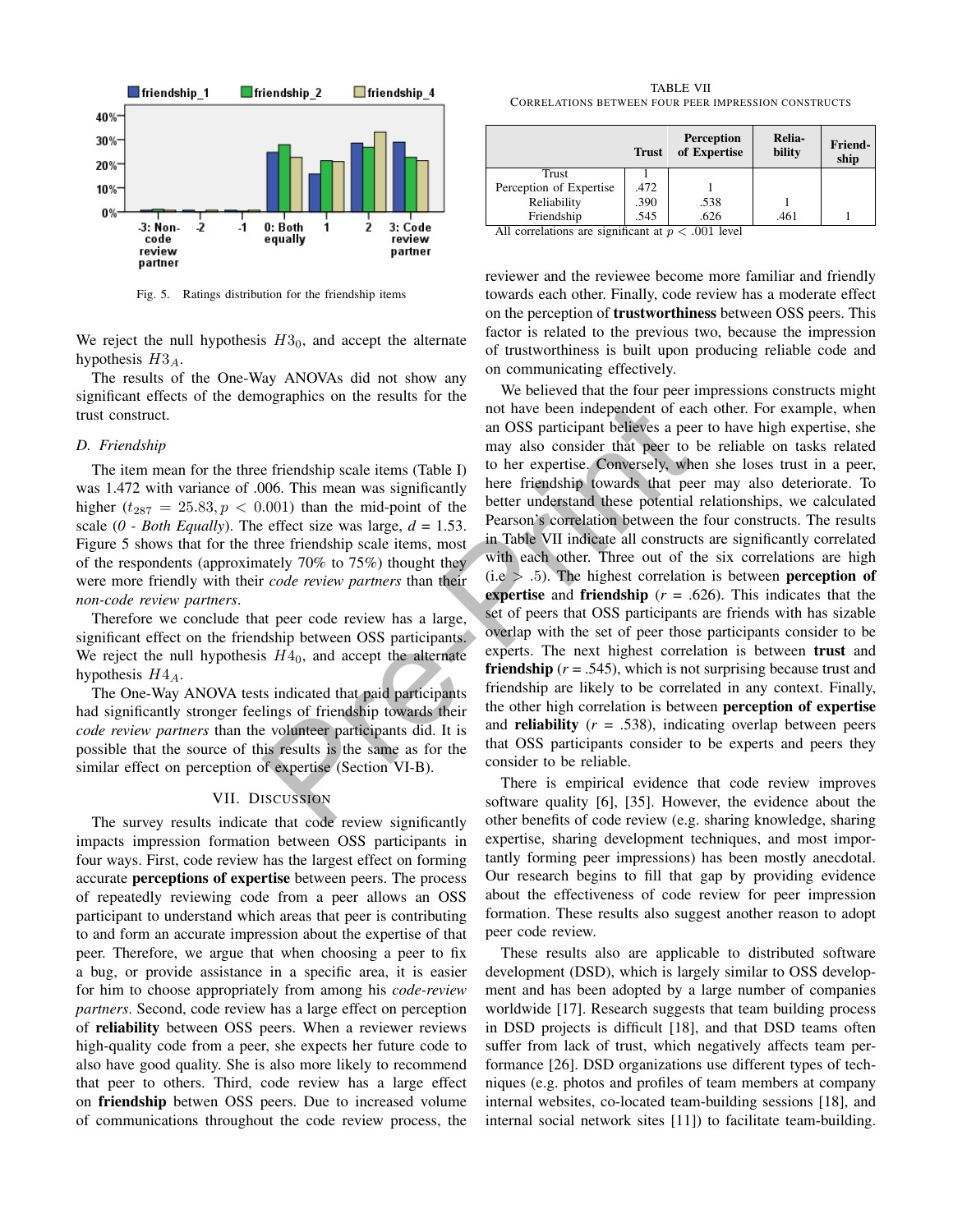Fig. 5. Ratings distribution for the friendship items

We reject the null hypothesis $H3_0$, and accept the alternate hypothesis $H3_A$.

The results of the One-Way ANOVAs did not show any significant effects of the demographics on the results for the trust construct.

### D. Friendship

The item mean for the three friendship scale items (Table I) was 1.472 with variance of .006. This mean was significantly higher ($t_{287} = 25.83, p < 0.001$) than the mid-point of the scale (*0 - Both Equally*). The effect size was large, *d* = 1.53. Figure 5 shows that for the three friendship scale items, most of the respondents (approximately 70% to 75%) thought they were more friendly with their *code review partners* than their *non-code review partners*.

Therefore we conclude that peer code review has a large, significant effect on the friendship between OSS participants. We reject the null hypothesis $H4_0$, and accept the alternate hypothesis $H4_A$.

The One-Way ANOVA tests indicated that paid participants had significantly stronger feelings of friendship towards their *code review partners* than the volunteer participants did. It is possible that the source of this results is the same as for the similar effect on perception of expertise (Section VI-B).

## VII. Discussion

The survey results indicate that code review significantly impacts impression formation between OSS participants in four ways. First, code review has the largest effect on forming accurate **perceptions of expertise** between peers. The process of repeatedly reviewing code from a peer allows an OSS participant to understand which areas that peer is contributing to and form an accurate impression about the expertise of that peer. Therefore, we argue that when choosing a peer to fix a bug, or provide assistance in a specific area, it is easier for him to choose appropriately from among his *code-review partners*. Second, code review has a large effect on perception of **reliability** between OSS peers. When a reviewer reviews high-quality code from a peer, she expects her future code to also have good quality. She is also more likely to recommend that peer to others. Third, code review has a large effect on **friendship** betwen OSS peers. Due to increased volume of communications throughout the code review process, the reviewer and the reviewee become more familiar and friendly towards each other. Finally, code review has a moderate effect on the perception of **trustworthiness** between OSS peers. This factor is related to the previous two, because the impression of trustworthiness is built upon producing reliable code and on communicating effectively.

TABLE VII
Correlations between four peer impression constructs

| | Trust | Perception of Expertise | Reliability | Friendship |
|---|---|---|---|---|
| Trust | 1 | | | |
| Perception of Expertise | .472 | 1 | | |
| Reliability | .390 | .538 | 1 | |
| Friendship | .545 | .626 | .461 | 1 |

All correlations are significant at $p < .001$ level

We believed that the four peer impressions constructs might not have been independent of each other. For example, when an OSS participant believes a peer to have high expertise, she may also consider that peer to be reliable on tasks related to her expertise. Conversely, when she loses trust in a peer, here friendship towards that peer may also deteriorate. To better understand these potential relationships, we calculated Pearson's correlation between the four constructs. The results in Table VII indicate all constructs are significantly correlated with each other. Three out of the six correlations are high (i.e > .5). The highest correlation is between **perception of expertise** and **friendship** (*r* = .626). This indicates that the set of peers that OSS participants are friends with has sizable overlap with the set of peer those participants consider to be experts. The next highest correlation is between **trust** and **friendship** (*r* = .545), which is not surprising because trust and friendship are likely to be correlated in any context. Finally, the other high correlation is between **perception of expertise** and **reliability** (*r* = .538), indicating overlap between peers that OSS participants consider to be experts and peers they consider to be reliable.

There is empirical evidence that code review improves software quality [6], [35]. However, the evidence about the other benefits of code review (e.g. sharing knowledge, sharing expertise, sharing development techniques, and most importantly forming peer impressions) has been mostly anecdotal. Our research begins to fill that gap by providing evidence about the effectiveness of code review for peer impression formation. These results also suggest another reason to adopt peer code review.

These results also are applicable to distributed software development (DSD), which is largely similar to OSS development and has been adopted by a large number of companies worldwide [17]. Research suggests that team building process in DSD projects is difficult [18], and that DSD teams often suffer from lack of trust, which negatively affects team performance [26]. DSD organizations use different types of techniques (e.g. photos and profiles of team members at company internal websites, co-located team-building sessions [18], and internal social network sites [11]) to facilitate team-building.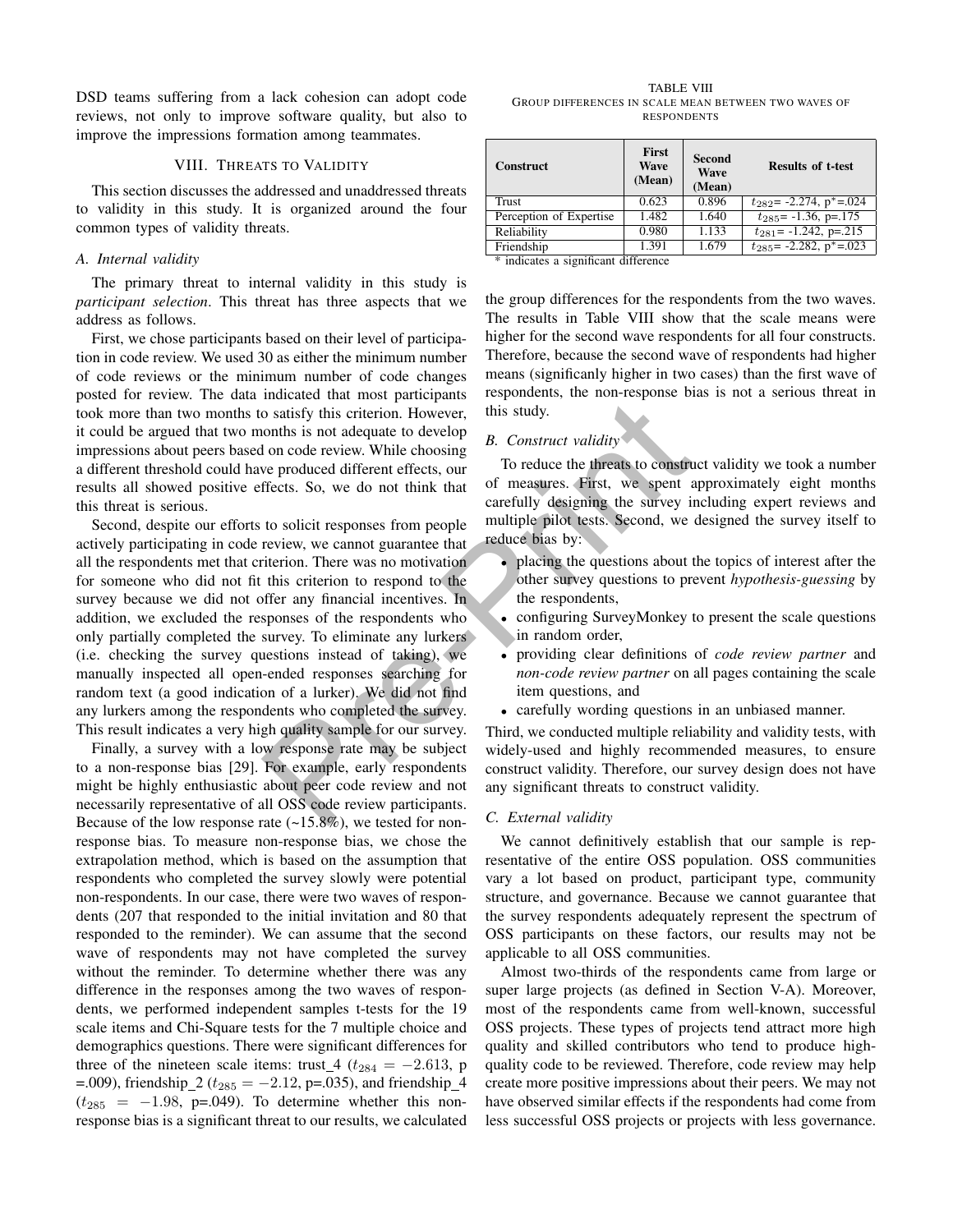DSD teams suffering from a lack cohesion can adopt code reviews, not only to improve software quality, but also to improve the impressions formation among teammates.

## VIII. Threats to Validity

This section discusses the addressed and unaddressed threats to validity in this study. It is organized around the four common types of validity threats.

### A. Internal validity

The primary threat to internal validity in this study is *participant selection*. This threat has three aspects that we address as follows.

First, we chose participants based on their level of participation in code review. We used 30 as either the minimum number of code reviews or the minimum number of code changes posted for review. The data indicated that most participants took more than two months to satisfy this criterion. However, it could be argued that two months is not adequate to develop impressions about peers based on code review. While choosing a different threshold could have produced different effects, our results all showed positive effects. So, we do not think that this threat is serious.

Second, despite our efforts to solicit responses from people actively participating in code review, we cannot guarantee that all the respondents met that criterion. There was no motivation for someone who did not fit this criterion to respond to the survey because we did not offer any financial incentives. In addition, we excluded the responses of the respondents who only partially completed the survey. To eliminate any lurkers (i.e. checking the survey questions instead of taking), we manually inspected all open-ended responses searching for random text (a good indication of a lurker). We did not find any lurkers among the respondents who completed the survey. This result indicates a very high quality sample for our survey.

Finally, a survey with a low response rate may be subject to a non-response bias [29]. For example, early respondents might be highly enthusiastic about peer code review and not necessarily representative of all OSS code review participants. Because of the low response rate (~15.8%), we tested for non-response bias. To measure non-response bias, we chose the extrapolation method, which is based on the assumption that respondents who completed the survey slowly were potential non-respondents. In our case, there were two waves of respondents (207 that responded to the initial invitation and 80 that responded to the reminder). We can assume that the second wave of respondents may not have completed the survey without the reminder. To determine whether there was any difference in the responses among the two waves of respondents, we performed independent samples t-tests for the 19 scale items and Chi-Square tests for the 7 multiple choice and demographics questions. There were significant differences for three of the nineteen scale items: trust_4 ($t_{284} = -2.613$, p =.009), friendship_2 ($t_{285} = -2.12$, p=.035), and friendship_4 ($t_{285} = -1.98$, p=.049). To determine whether this non-response bias is a significant threat to our results, we calculated the group differences for the respondents from the two waves. The results in Table VIII show that the scale means were higher for the second wave respondents for all four constructs. Therefore, because the second wave of respondents had higher means (significantly higher in two cases) than the first wave of respondents, the non-response bias is not a serious threat in this study.

TABLE VIII
Group differences in scale mean between two waves of respondents

| Construct | First Wave (Mean) | Second Wave (Mean) | Results of t-test |
|---|---|---|---|
| Trust | 0.623 | 0.896 | $t_{282}$= -2.274, p*=.024 |
| Perception of Expertise | 1.482 | 1.640 | $t_{285}$= -1.36, p=.175 |
| Reliability | 0.980 | 1.133 | $t_{281}$= -1.242, p=.215 |
| Friendship | 1.391 | 1.679 | $t_{285}$= -2.282, p*=.023 |

\* indicates a significant difference

### B. Construct validity

To reduce the threats to construct validity we took a number of measures. First, we spent approximately eight months carefully designing the survey including expert reviews and multiple pilot tests. Second, we designed the survey itself to reduce bias by:

- placing the questions about the topics of interest after the other survey questions to prevent *hypothesis-guessing* by the respondents,
- configuring SurveyMonkey to present the scale questions in random order,
- providing clear definitions of *code review partner* and *non-code review partner* on all pages containing the scale item questions, and
- carefully wording questions in an unbiased manner.

Third, we conducted multiple reliability and validity tests, with widely-used and highly recommended measures, to ensure construct validity. Therefore, our survey design does not have any significant threats to construct validity.

### C. External validity

We cannot definitively establish that our sample is representative of the entire OSS population. OSS communities vary a lot based on product, participant type, community structure, and governance. Because we cannot guarantee that the survey respondents adequately represent the spectrum of OSS participants on these factors, our results may not be applicable to all OSS communities.

Almost two-thirds of the respondents came from large or super large projects (as defined in Section V-A). Moreover, most of the respondents came from well-known, successful OSS projects. These types of projects tend attract more high quality and skilled contributors who tend to produce high-quality code to be reviewed. Therefore, code review may help create more positive impressions about their peers. We may not have observed similar effects if the respondents had come from less successful OSS projects or projects with less governance.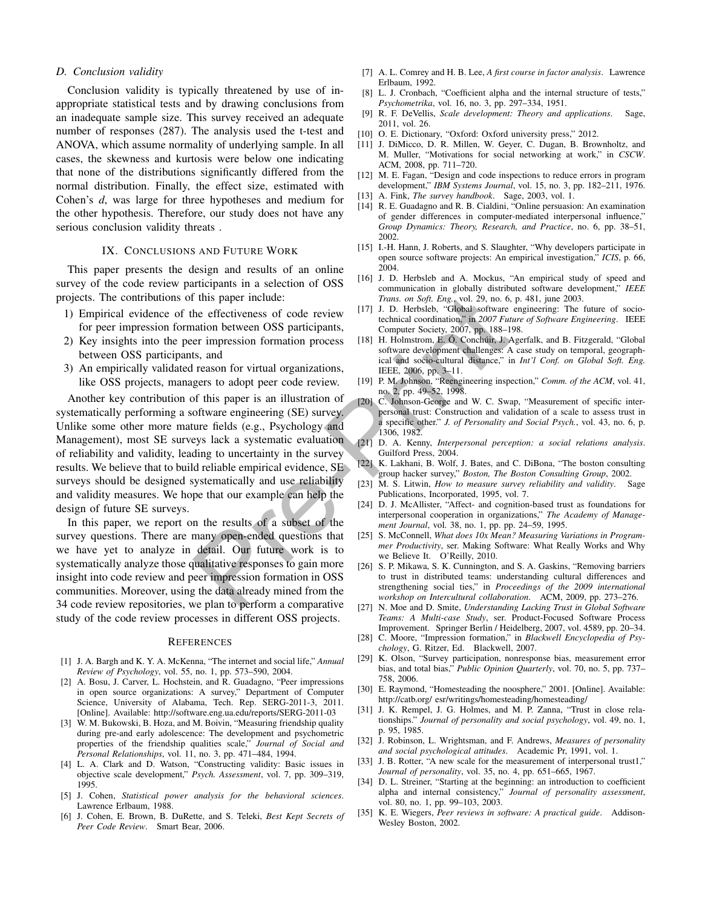### D. Conclusion validity

Conclusion validity is typically threatened by use of inappropriate statistical tests and by drawing conclusions from an inadequate sample size. This survey received an adequate number of responses (287). The analysis used the t-test and ANOVA, which assume normality of underlying sample. In all cases, the skewness and kurtosis were below one indicating that none of the distributions significantly differed from the normal distribution. Finally, the effect size, estimated with Cohen's $d$, was large for three hypotheses and medium for the other hypothesis. Therefore, our study does not have any serious conclusion validity threats .

## IX. Conclusions and Future Work

This paper presents the design and results of an online survey of the code review participants in a selection of OSS projects. The contributions of this paper include:

1) Empirical evidence of the effectiveness of code review for peer impression formation between OSS participants,
2) Key insights into the peer impression formation process between OSS participants, and
3) An empirically validated reason for virtual organizations, like OSS projects, managers to adopt peer code review.

Another key contribution of this paper is an illustration of systematically performing a software engineering (SE) survey. Unlike some other more mature fields (e.g., Psychology and Management), most SE surveys lack a systematic evaluation of reliability and validity, leading to uncertainty in the survey results. We believe that to build reliable empirical evidence, SE surveys should be designed systematically and use reliability and validity measures. We hope that our example can help the design of future SE surveys.

In this paper, we report on the results of a subset of the survey questions. There are many open-ended questions that we have yet to analyze in detail. Our future work is to systematically analyze those qualitative responses to gain more insight into code review and peer impression formation in OSS communities. Moreover, using the data already mined from the 34 code review repositories, we plan to perform a comparative study of the code review processes in different OSS projects.

## References

[1] J. A. Bargh and K. Y. A. McKenna, "The internet and social life," *Annual Review of Psychology*, vol. 55, no. 1, pp. 573–590, 2004.

[2] A. Bosu, J. Carver, L. Hochstein, and R. Guadagno, "Peer impressions in open source organizations: A survey," Department of Computer Science, University of Alabama, Tech. Rep. SERG-2011-3, 2011. [Online]. Available: http://software.eng.ua.edu/reports/SERG-2011-03

[3] W. M. Bukowski, B. Hoza, and M. Boivin, "Measuring friendship quality during pre-and early adolescence: The development and psychometric properties of the friendship qualities scale," *Journal of Social and Personal Relationships*, vol. 11, no. 3, pp. 471–484, 1994.

[4] L. A. Clark and D. Watson, "Constructing validity: Basic issues in objective scale development," *Psych. Assessment*, vol. 7, pp. 309–319, 1995.

[5] J. Cohen, *Statistical power analysis for the behavioral sciences*. Lawrence Erlbaum, 1988.

[6] J. Cohen, E. Brown, B. DuRette, and S. Teleki, *Best Kept Secrets of Peer Code Review*. Smart Bear, 2006.

[7] A. L. Comrey and H. B. Lee, *A first course in factor analysis*. Lawrence Erlbaum, 1992.

[8] L. J. Cronbach, "Coefficient alpha and the internal structure of tests," *Psychometrika*, vol. 16, no. 3, pp. 297–334, 1951.

[9] R. F. DeVellis, *Scale development: Theory and applications*. Sage, 2011, vol. 26.

[10] O. E. Dictionary, "Oxford: Oxford university press," 2012.

[11] J. DiMicco, D. R. Millen, W. Geyer, C. Dugan, B. Brownholtz, and M. Muller, "Motivations for social networking at work," in *CSCW*. ACM, 2008, pp. 711–720.

[12] M. E. Fagan, "Design and code inspections to reduce errors in program development," *IBM Systems Journal*, vol. 15, no. 3, pp. 182–211, 1976.

[13] A. Fink, *The survey handbook*. Sage, 2003, vol. 1.

[14] R. E. Guadagno and R. B. Cialdini, "Online persuasion: An examination of gender differences in computer-mediated interpersonal influence," *Group Dynamics: Theory, Research, and Practice*, no. 6, pp. 38–51, 2002.

[15] I.-H. Hann, J. Roberts, and S. Slaughter, "Why developers participate in open source software projects: An empirical investigation," *ICIS*, p. 66, 2004.

[16] J. D. Herbsleb and A. Mockus, "An empirical study of speed and communication in globally distributed software development," *IEEE Trans. on Soft. Eng.*, vol. 29, no. 6, p. 481, june 2003.

[17] J. D. Herbsleb, "Global software engineering: The future of socio-technical coordination," in *2007 Future of Software Engineering*. IEEE Computer Society, 2007, pp. 188–198.

[18] H. Holmstrom, E. Ó. Conchúir, J. Agerfalk, and B. Fitzgerald, "Global software development challenges: A case study on temporal, geographical and socio-cultural distance," in *Int'l Conf. on Global Soft. Eng.* IEEE, 2006, pp. 3–11.

[19] P. M. Johnson, "Reengineering inspection," *Comm. of the ACM*, vol. 41, no. 2, pp. 49–52, 1998.

[20] C. Johnson-George and W. C. Swap, "Measurement of specific interpersonal trust: Construction and validation of a scale to assess trust in a specific other." *J. of Personality and Social Psych.*, vol. 43, no. 6, p. 1306, 1982.

[21] D. A. Kenny, *Interpersonal perception: a social relations analysis*. Guilford Press, 2004.

[22] K. Lakhani, B. Wolf, J. Bates, and C. DiBona, "The boston consulting group hacker survey," *Boston, The Boston Consulting Group*, 2002.

[23] M. S. Litwin, *How to measure survey reliability and validity*. Sage Publications, Incorporated, 1995, vol. 7.

[24] D. J. McAllister, "Affect- and cognition-based trust as foundations for interpersonal cooperation in organizations," *The Academy of Management Journal*, vol. 38, no. 1, pp. pp. 24–59, 1995.

[25] S. McConnell, *What does 10x Mean? Measuring Variations in Programmer Productivity*, ser. Making Software: What Really Works and Why we Believe It. O'Reilly, 2010.

[26] S. P. Mikawa, S. K. Cunnington, and S. A. Gaskins, "Removing barriers to trust in distributed teams: understanding cultural differences and strengthening social ties," in *Proceedings of the 2009 international workshop on Intercultural collaboration*. ACM, 2009, pp. 273–276.

[27] N. Moe and D. Smite, *Understanding Lacking Trust in Global Software Teams: A Multi-case Study*, ser. Product-Focused Software Process Improvement. Springer Berlin / Heidelberg, 2007, vol. 4589, pp. 20–34.

[28] C. Moore, "Impression formation," in *Blackwell Encyclopedia of Psychology*, G. Ritzer, Ed. Blackwell, 2007.

[29] K. Olson, "Survey participation, nonresponse bias, measurement error bias, and total bias," *Public Opinion Quarterly*, vol. 70, no. 5, pp. 737–758, 2006.

[30] E. Raymond, "Homesteading the noosphere," 2001. [Online]. Available: http://catb.org/ esr/writings/homesteading/homesteading/

[31] J. K. Rempel, J. G. Holmes, and M. P. Zanna, "Trust in close relationships." *Journal of personality and social psychology*, vol. 49, no. 1, p. 95, 1985.

[32] J. Robinson, L. Wrightsman, and F. Andrews, *Measures of personality and social psychological attitudes*. Academic Pr, 1991, vol. 1.

[33] J. B. Rotter, "A new scale for the measurement of interpersonal trust1," *Journal of personality*, vol. 35, no. 4, pp. 651–665, 1967.

[34] D. L. Streiner, "Starting at the beginning: an introduction to coefficient alpha and internal consistency," *Journal of personality assessment*, vol. 80, no. 1, pp. 99–103, 2003.

[35] K. E. Wiegers, *Peer reviews in software: A practical guide*. Addison-Wesley Boston, 2002.